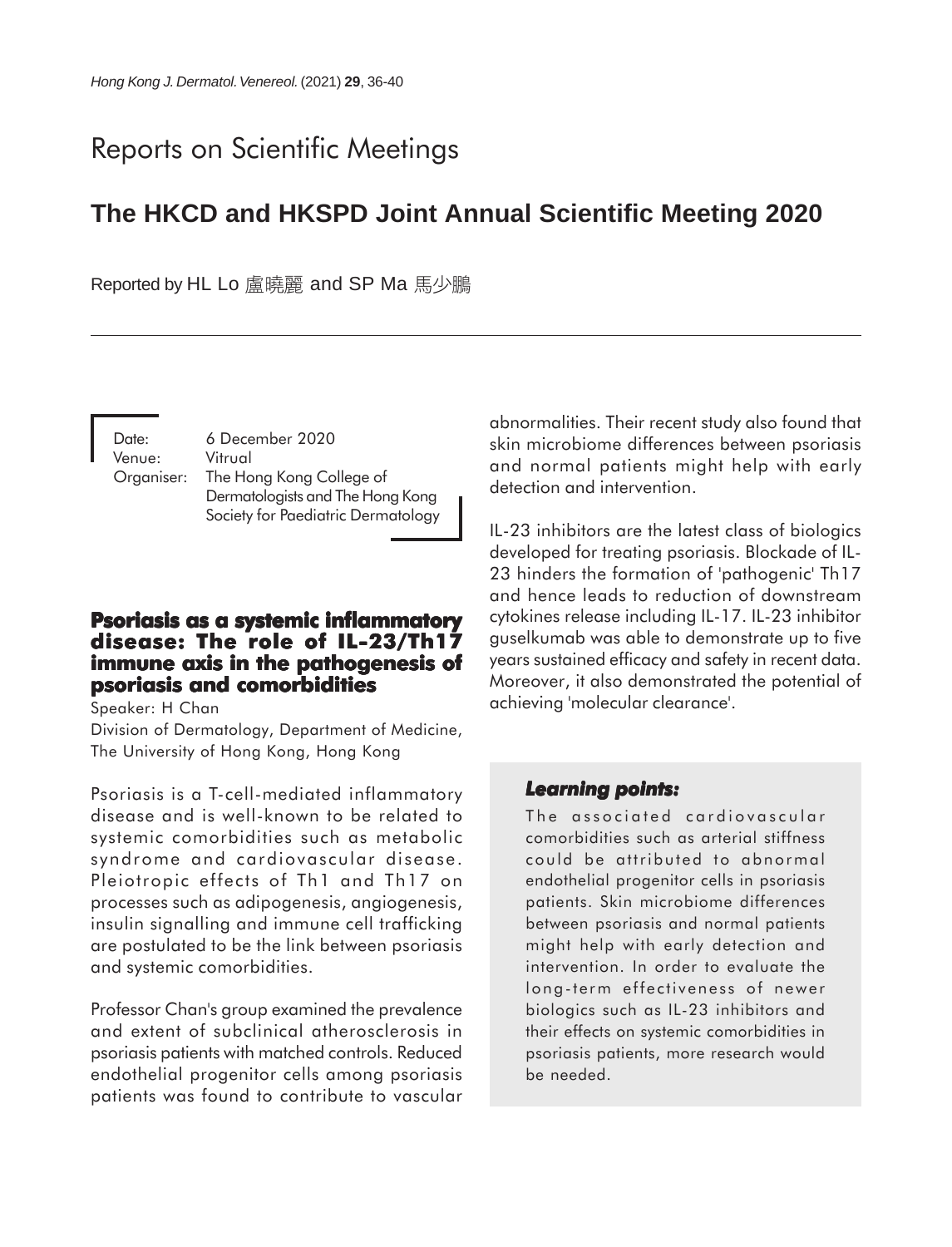# Reports on Scientific Meetings

## The HKCD and HKSPD Joint Annual Scientific Meeting 2020

Reported by HL Lo 盧曉麗 and SP Ma 馬少鵬

Date: 6 December 2020
Venue: Vitrual
Organiser: The Hong Kong College of Dermatologists and The Hong Kong Society for Paediatric Dermatology

### Psoriasis as a systemic inflammatory disease: The role of IL-23/Th17 immune axis in the pathogenesis of psoriasis and comorbidities

Speaker: H Chan

Division of Dermatology, Department of Medicine, The University of Hong Kong, Hong Kong

Psoriasis is a T-cell-mediated inflammatory disease and is well-known to be related to systemic comorbidities such as metabolic syndrome and cardiovascular disease. Pleiotropic effects of Th1 and Th17 on processes such as adipogenesis, angiogenesis, insulin signalling and immune cell trafficking are postulated to be the link between psoriasis and systemic comorbidities.

Professor Chan's group examined the prevalence and extent of subclinical atherosclerosis in psoriasis patients with matched controls. Reduced endothelial progenitor cells among psoriasis patients was found to contribute to vascular abnormalities. Their recent study also found that skin microbiome differences between psoriasis and normal patients might help with early detection and intervention.

IL-23 inhibitors are the latest class of biologics developed for treating psoriasis. Blockade of IL-23 hinders the formation of 'pathogenic' Th17 and hence leads to reduction of downstream cytokines release including IL-17. IL-23 inhibitor guselkumab was able to demonstrate up to five years sustained efficacy and safety in recent data. Moreover, it also demonstrated the potential of achieving 'molecular clearance'.

***Learning points:***

The associated cardiovascular comorbidities such as arterial stiffness could be attributed to abnormal endothelial progenitor cells in psoriasis patients. Skin microbiome differences between psoriasis and normal patients might help with early detection and intervention. In order to evaluate the long-term effectiveness of newer biologics such as IL-23 inhibitors and their effects on systemic comorbidities in psoriasis patients, more research would be needed.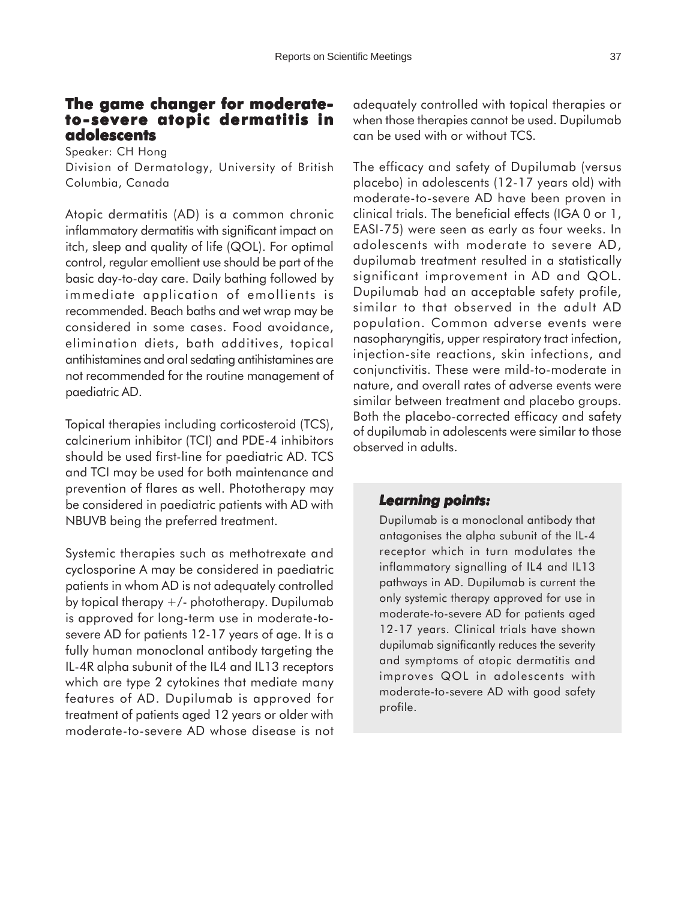## The game changer for moderate-to-severe atopic dermatitis in adolescents

Speaker: CH Hong

Division of Dermatology, University of British Columbia, Canada

Atopic dermatitis (AD) is a common chronic inflammatory dermatitis with significant impact on itch, sleep and quality of life (QOL). For optimal control, regular emollient use should be part of the basic day-to-day care. Daily bathing followed by immediate application of emollients is recommended. Beach baths and wet wrap may be considered in some cases. Food avoidance, elimination diets, bath additives, topical antihistamines and oral sedating antihistamines are not recommended for the routine management of paediatric AD.

Topical therapies including corticosteroid (TCS), calcinerium inhibitor (TCI) and PDE-4 inhibitors should be used first-line for paediatric AD. TCS and TCI may be used for both maintenance and prevention of flares as well. Phototherapy may be considered in paediatric patients with AD with NBUVB being the preferred treatment.

Systemic therapies such as methotrexate and cyclosporine A may be considered in paediatric patients in whom AD is not adequately controlled by topical therapy +/- phototherapy. Dupilumab is approved for long-term use in moderate-to-severe AD for patients 12-17 years of age. It is a fully human monoclonal antibody targeting the IL-4R alpha subunit of the IL4 and IL13 receptors which are type 2 cytokines that mediate many features of AD. Dupilumab is approved for treatment of patients aged 12 years or older with moderate-to-severe AD whose disease is not adequately controlled with topical therapies or when those therapies cannot be used. Dupilumab can be used with or without TCS.

The efficacy and safety of Dupilumab (versus placebo) in adolescents (12-17 years old) with moderate-to-severe AD have been proven in clinical trials. The beneficial effects (IGA 0 or 1, EASI-75) were seen as early as four weeks. In adolescents with moderate to severe AD, dupilumab treatment resulted in a statistically significant improvement in AD and QOL. Dupilumab had an acceptable safety profile, similar to that observed in the adult AD population. Common adverse events were nasopharyngitis, upper respiratory tract infection, injection-site reactions, skin infections, and conjunctivitis. These were mild-to-moderate in nature, and overall rates of adverse events were similar between treatment and placebo groups. Both the placebo-corrected efficacy and safety of dupilumab in adolescents were similar to those observed in adults.

### *Learning points:*

Dupilumab is a monoclonal antibody that antagonises the alpha subunit of the IL-4 receptor which in turn modulates the inflammatory signalling of IL4 and IL13 pathways in AD. Dupilumab is current the only systemic therapy approved for use in moderate-to-severe AD for patients aged 12-17 years. Clinical trials have shown dupilumab significantly reduces the severity and symptoms of atopic dermatitis and improves QOL in adolescents with moderate-to-severe AD with good safety profile.